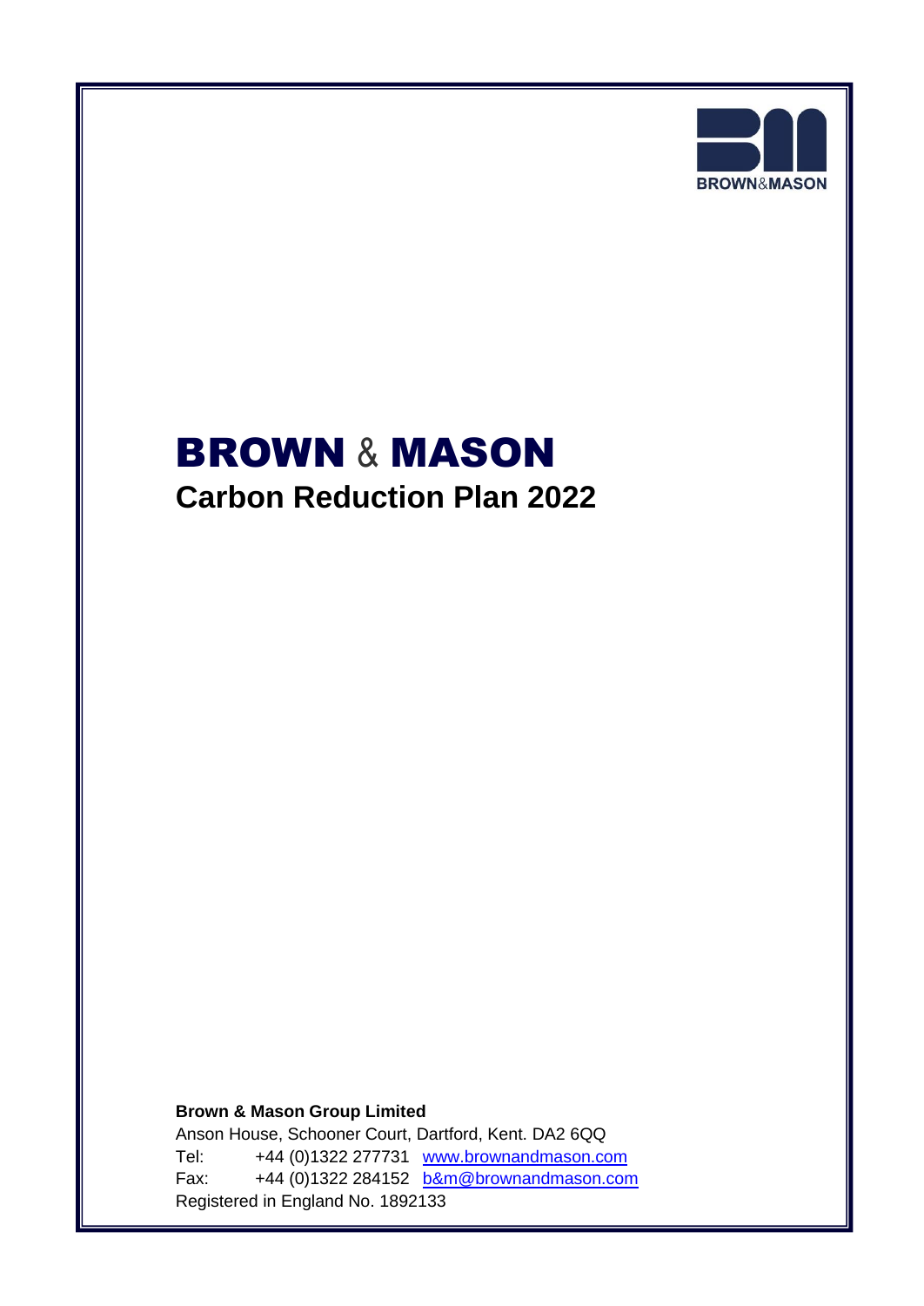# BROWN & MASON

## Carbon Reduction Plan 2022

**Brown & Mason Group Limited**

Anson House, Schooner Court, Dartford, Kent. DA2 6QQ

Tel: +44 (0)1322 277731 www.brownandmason.com

Fax: +44 (0)1322 284152 b&m@brownandmason.com

Registered in England No. 1892133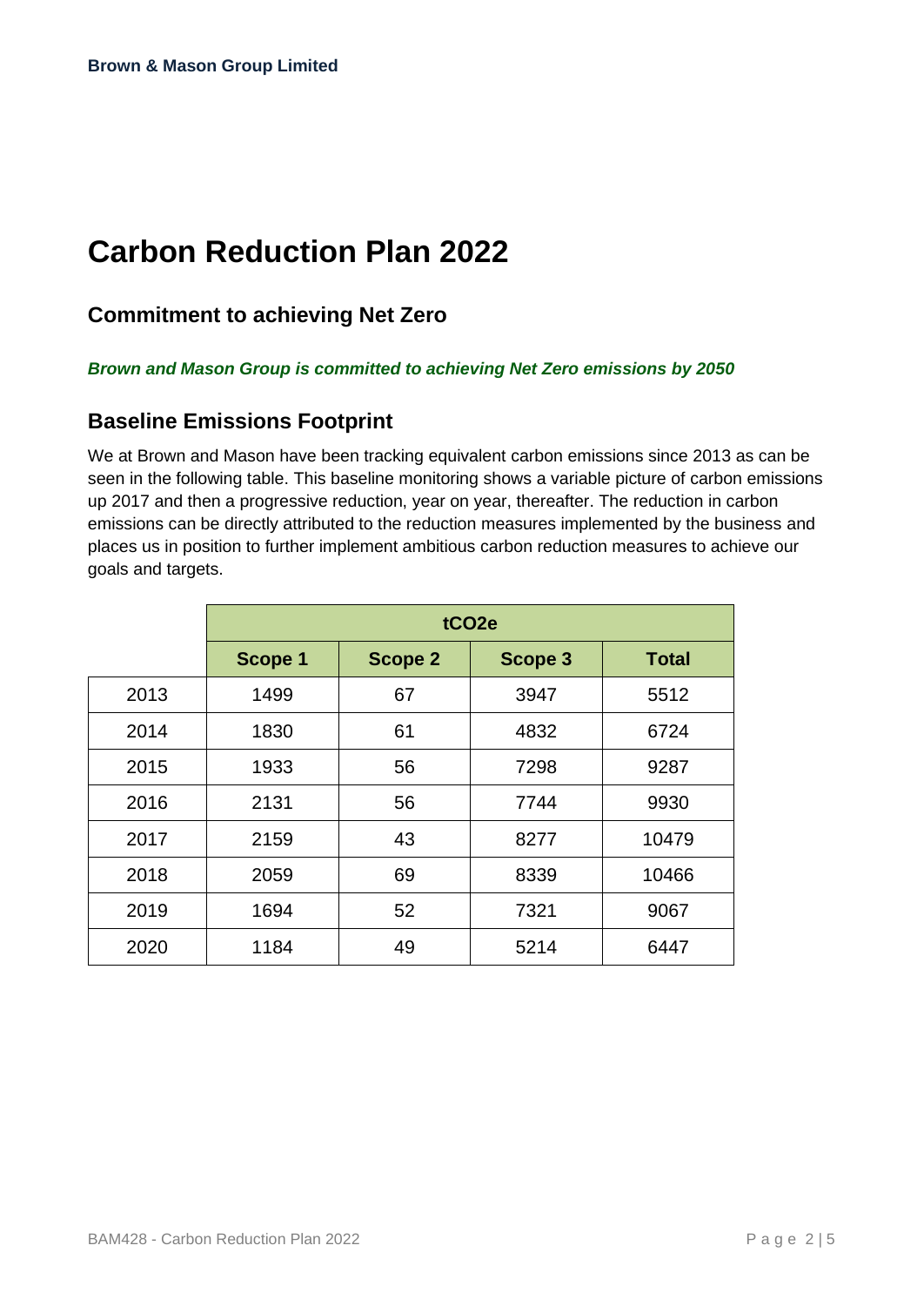# Carbon Reduction Plan 2022

## Commitment to achieving Net Zero

***Brown and Mason Group is committed to achieving Net Zero emissions by 2050***

## Baseline Emissions Footprint

We at Brown and Mason have been tracking equivalent carbon emissions since 2013 as can be seen in the following table. This baseline monitoring shows a variable picture of carbon emissions up 2017 and then a progressive reduction, year on year, thereafter. The reduction in carbon emissions can be directly attributed to the reduction measures implemented by the business and places us in position to further implement ambitious carbon reduction measures to achieve our goals and targets.

| | **tCO2e** | | | |
|---|---|---|---|---|
| | **Scope 1** | **Scope 2** | **Scope 3** | **Total** |
| 2013 | 1499 | 67 | 3947 | 5512 |
| 2014 | 1830 | 61 | 4832 | 6724 |
| 2015 | 1933 | 56 | 7298 | 9287 |
| 2016 | 2131 | 56 | 7744 | 9930 |
| 2017 | 2159 | 43 | 8277 | 10479 |
| 2018 | 2059 | 69 | 8339 | 10466 |
| 2019 | 1694 | 52 | 7321 | 9067 |
| 2020 | 1184 | 49 | 5214 | 6447 |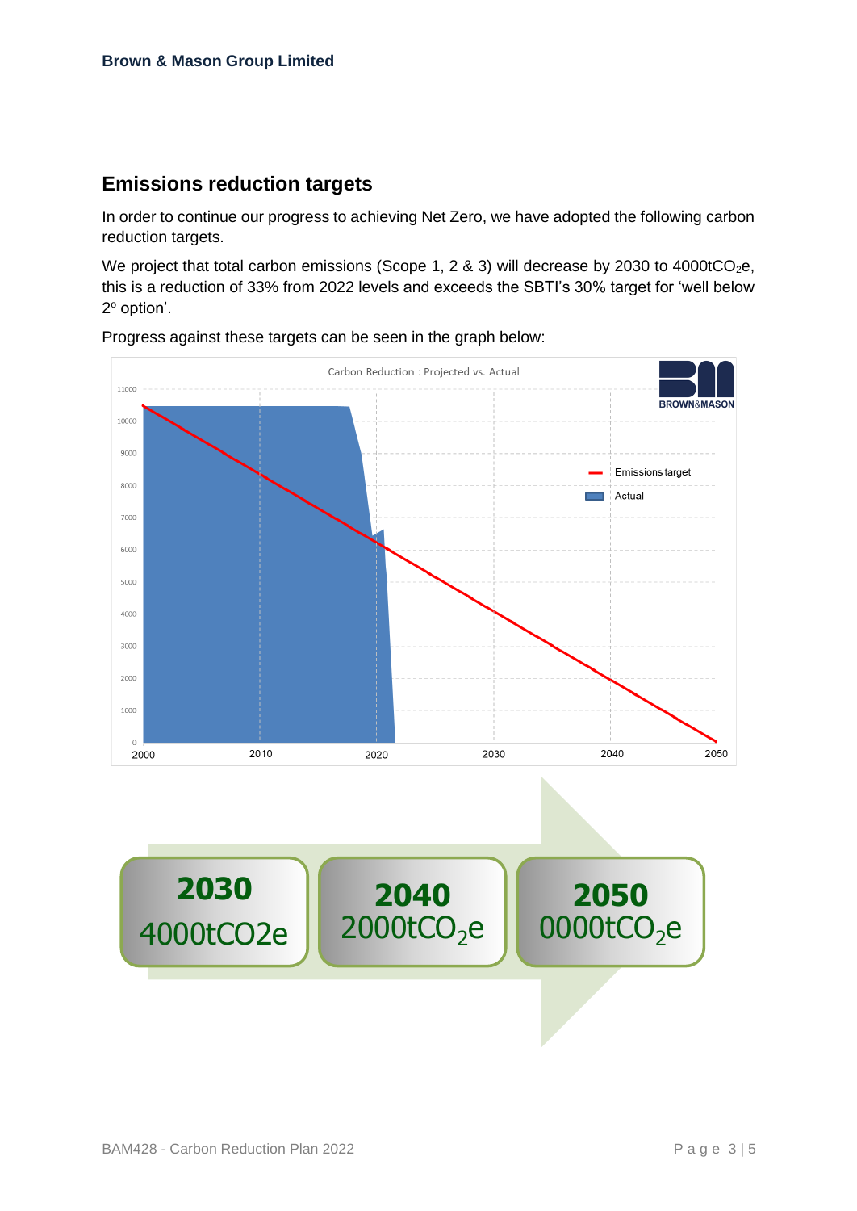## Emissions reduction targets

In order to continue our progress to achieving Net Zero, we have adopted the following carbon reduction targets.

We project that total carbon emissions (Scope 1, 2 & 3) will decrease by 2030 to 4000t$CO_2$e, this is a reduction of 33% from 2022 levels and exceeds the SBTI's 30% target for 'well below 2º option'.

Progress against these targets can be seen in the graph below:

Carbon Reduction : Projected vs. Actual

Emissions target

Actual

**2030**
4000tCO2e

**2040**
2000t$CO_2$e

**2050**
0000t$CO_2$e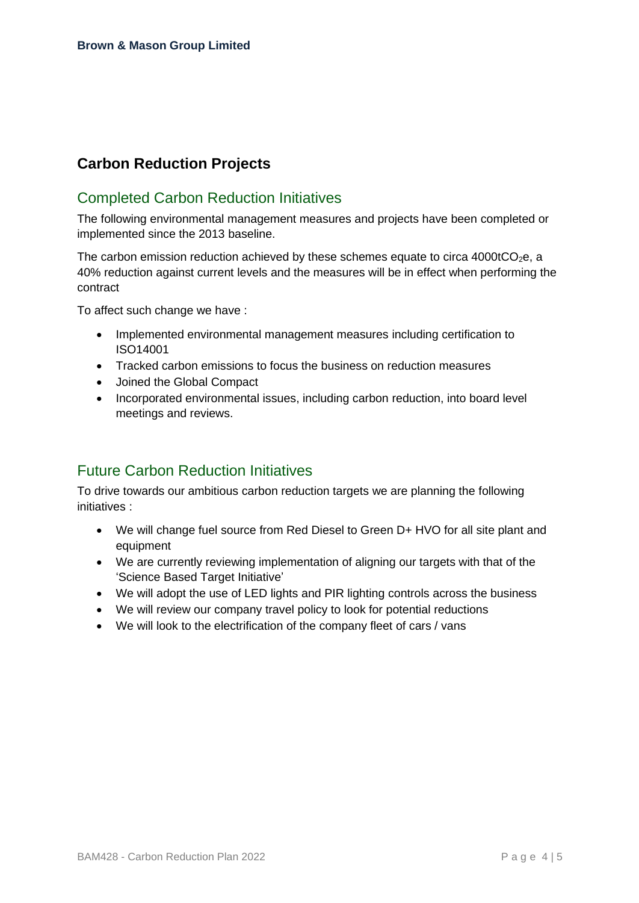# Carbon Reduction Projects

## Completed Carbon Reduction Initiatives

The following environmental management measures and projects have been completed or implemented since the 2013 baseline.

The carbon emission reduction achieved by these schemes equate to circa 4000t$CO_2$e, a 40% reduction against current levels and the measures will be in effect when performing the contract

To affect such change we have :

- Implemented environmental management measures including certification to ISO14001
- Tracked carbon emissions to focus the business on reduction measures
- Joined the Global Compact
- Incorporated environmental issues, including carbon reduction, into board level meetings and reviews.

## Future Carbon Reduction Initiatives

To drive towards our ambitious carbon reduction targets we are planning the following initiatives :

- We will change fuel source from Red Diesel to Green D+ HVO for all site plant and equipment
- We are currently reviewing implementation of aligning our targets with that of the 'Science Based Target Initiative'
- We will adopt the use of LED lights and PIR lighting controls across the business
- We will review our company travel policy to look for potential reductions
- We will look to the electrification of the company fleet of cars / vans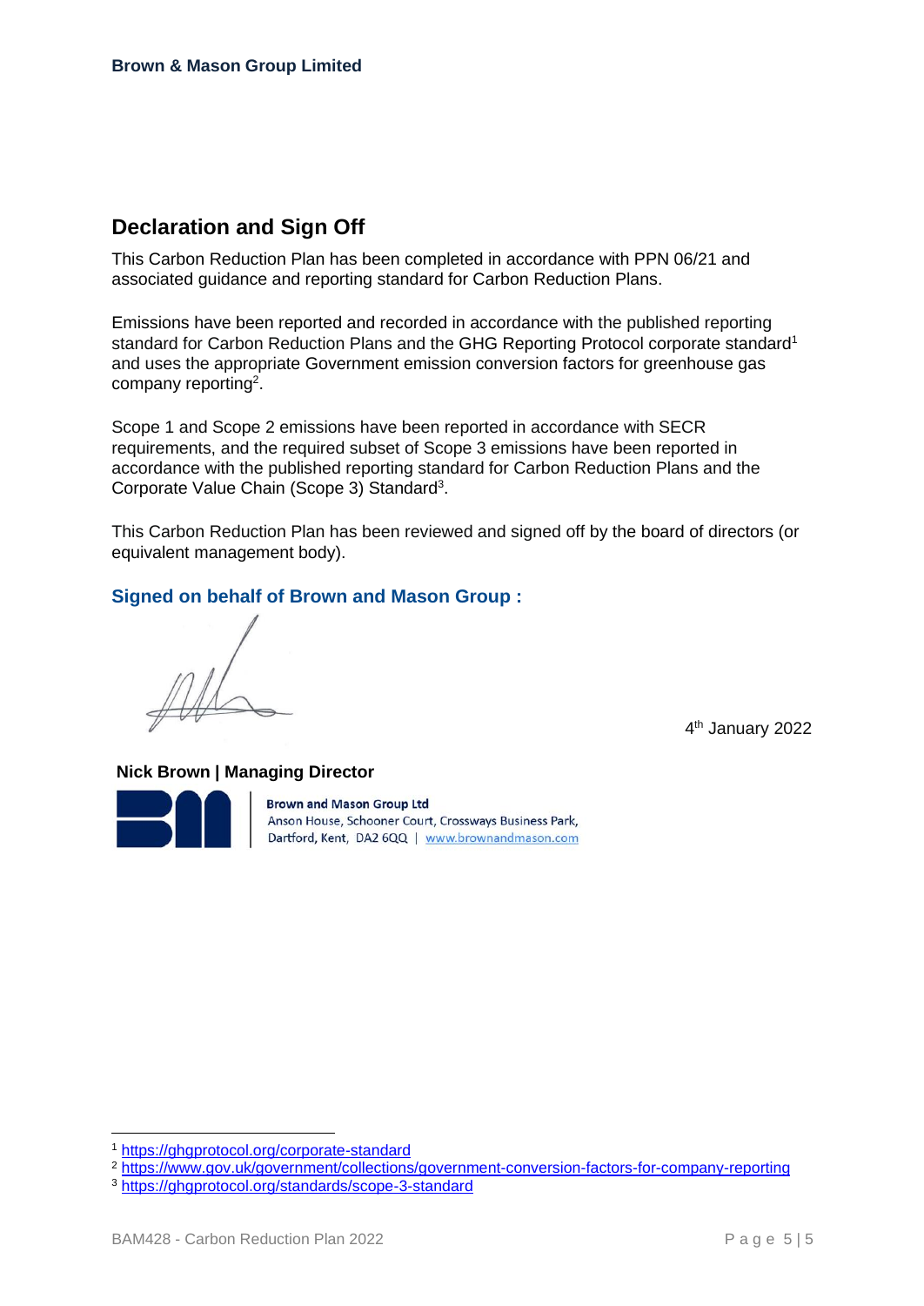## Declaration and Sign Off

This Carbon Reduction Plan has been completed in accordance with PPN 06/21 and associated guidance and reporting standard for Carbon Reduction Plans.

Emissions have been reported and recorded in accordance with the published reporting standard for Carbon Reduction Plans and the GHG Reporting Protocol corporate standard[1] and uses the appropriate Government emission conversion factors for greenhouse gas company reporting[2].

Scope 1 and Scope 2 emissions have been reported in accordance with SECR requirements, and the required subset of Scope 3 emissions have been reported in accordance with the published reporting standard for Carbon Reduction Plans and the Corporate Value Chain (Scope 3) Standard[3].

This Carbon Reduction Plan has been reviewed and signed off by the board of directors (or equivalent management body).

**Signed on behalf of Brown and Mason Group :**

4th January 2022

**Nick Brown | Managing Director**

**Brown and Mason Group Ltd**
Anson House, Schooner Court, Crossways Business Park,
Dartford, Kent, DA2 6QQ | www.brownandmason.com

---

[1] https://ghgprotocol.org/corporate-standard
[2] https://www.gov.uk/government/collections/government-conversion-factors-for-company-reporting
[3] https://ghgprotocol.org/standards/scope-3-standard